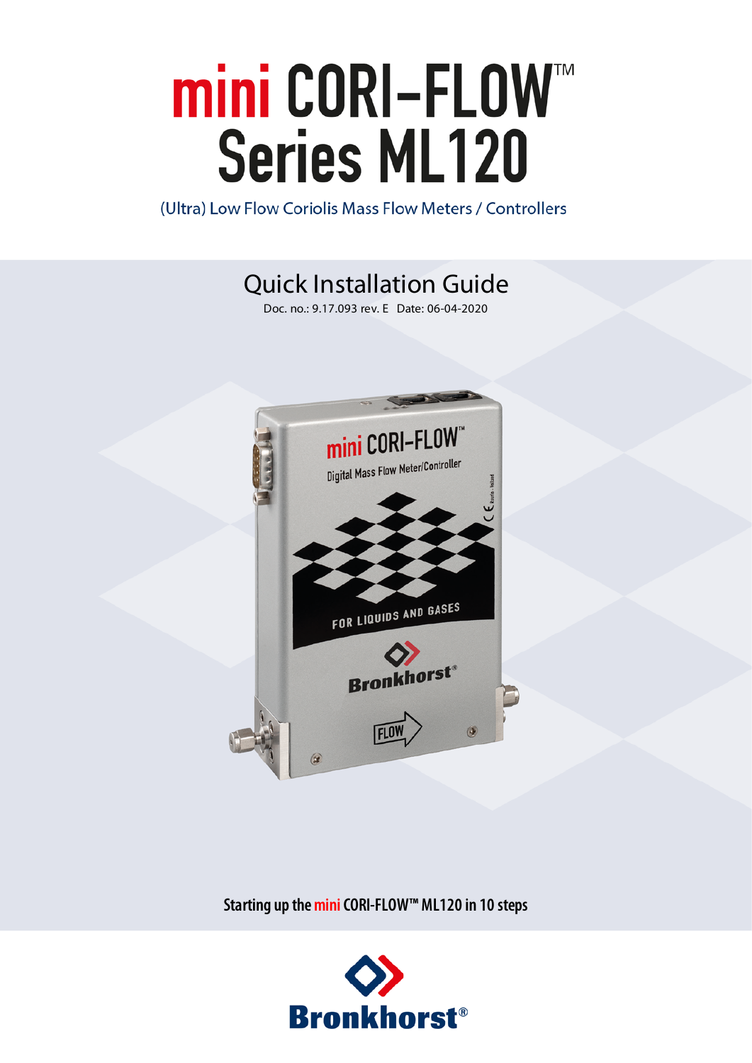# mini CORI-FLOW™ Series ML120

(Ultra) Low Flow Coriolis Mass Flow Meters / Controllers

## Quick Installation Guide

Doc. no.: 9.17.093 rev. E  Date: 06-04-2020

**Starting up the mini CORI-FLOW™ ML120 in 10 steps**

Bronkhorst®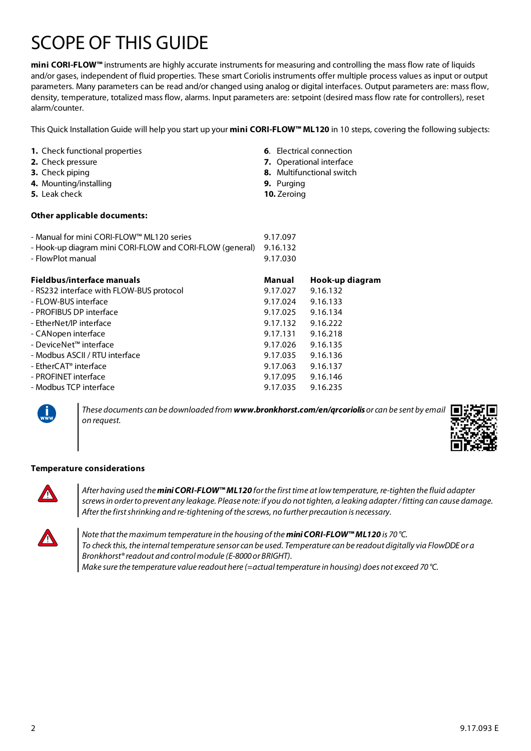# SCOPE OF THIS GUIDE

**mini CORI-FLOW™** instruments are highly accurate instruments for measuring and controlling the mass flow rate of liquids and/or gases, independent of fluid properties. These smart Coriolis instruments offer multiple process values as input or output parameters. Many parameters can be read and/or changed using analog or digital interfaces. Output parameters are: mass flow, density, temperature, totalized mass flow, alarms. Input parameters are: setpoint (desired mass flow rate for controllers), reset alarm/counter.

This Quick Installation Guide will help you start up your **mini CORI-FLOW™ ML120** in 10 steps, covering the following subjects:

1. Check functional properties
2. Check pressure
3. Check piping
4. Mounting/installing
5. Leak check
6. Electrical connection
7. Operational interface
8. Multifunctional switch
9. Purging
10. Zeroing

**Other applicable documents:**

| | |
|---|---|
| - Manual for mini CORI-FLOW™ ML120 series | 9.17.097 |
| - Hook-up diagram mini CORI-FLOW and CORI-FLOW (general) | 9.16.132 |
| - FlowPlot manual | 9.17.030 |

| **Fieldbus/interface manuals** | **Manual** | **Hook-up diagram** |
|---|---|---|
| - RS232 interface with FLOW-BUS protocol | 9.17.027 | 9.16.132 |
| - FLOW-BUS interface | 9.17.024 | 9.16.133 |
| - PROFIBUS DP interface | 9.17.025 | 9.16.134 |
| - EtherNet/IP interface | 9.17.132 | 9.16.222 |
| - CANopen interface | 9.17.131 | 9.16.218 |
| - DeviceNet™ interface | 9.17.026 | 9.16.135 |
| - Modbus ASCII / RTU interface | 9.17.035 | 9.16.136 |
| - EtherCAT® interface | 9.17.063 | 9.16.137 |
| - PROFINET interface | 9.17.095 | 9.16.146 |
| - Modbus TCP interface | 9.17.035 | 9.16.235 |

*These documents can be downloaded from **www.bronkhorst.com/en/qrcoriolis** or can be sent by email on request.*

**Temperature considerations**

*After having used the **mini CORI-FLOW™ ML120** for the first time at low temperature, re-tighten the fluid adapter screws in order to prevent any leakage. Please note: if you do not tighten, a leaking adapter / fitting can cause damage. After the first shrinking and re-tightening of the screws, no further precaution is necessary.*

*Note that the maximum temperature in the housing of the **mini CORI-FLOW™ ML120** is 70 °C.*
*To check this, the internal temperature sensor can be used. Temperature can be readout digitally via FlowDDE or a Bronkhorst® readout and control module (E-8000 or BRIGHT).*
*Make sure the temperature value readout here (=actual temperature in housing) does not exceed 70 °C.*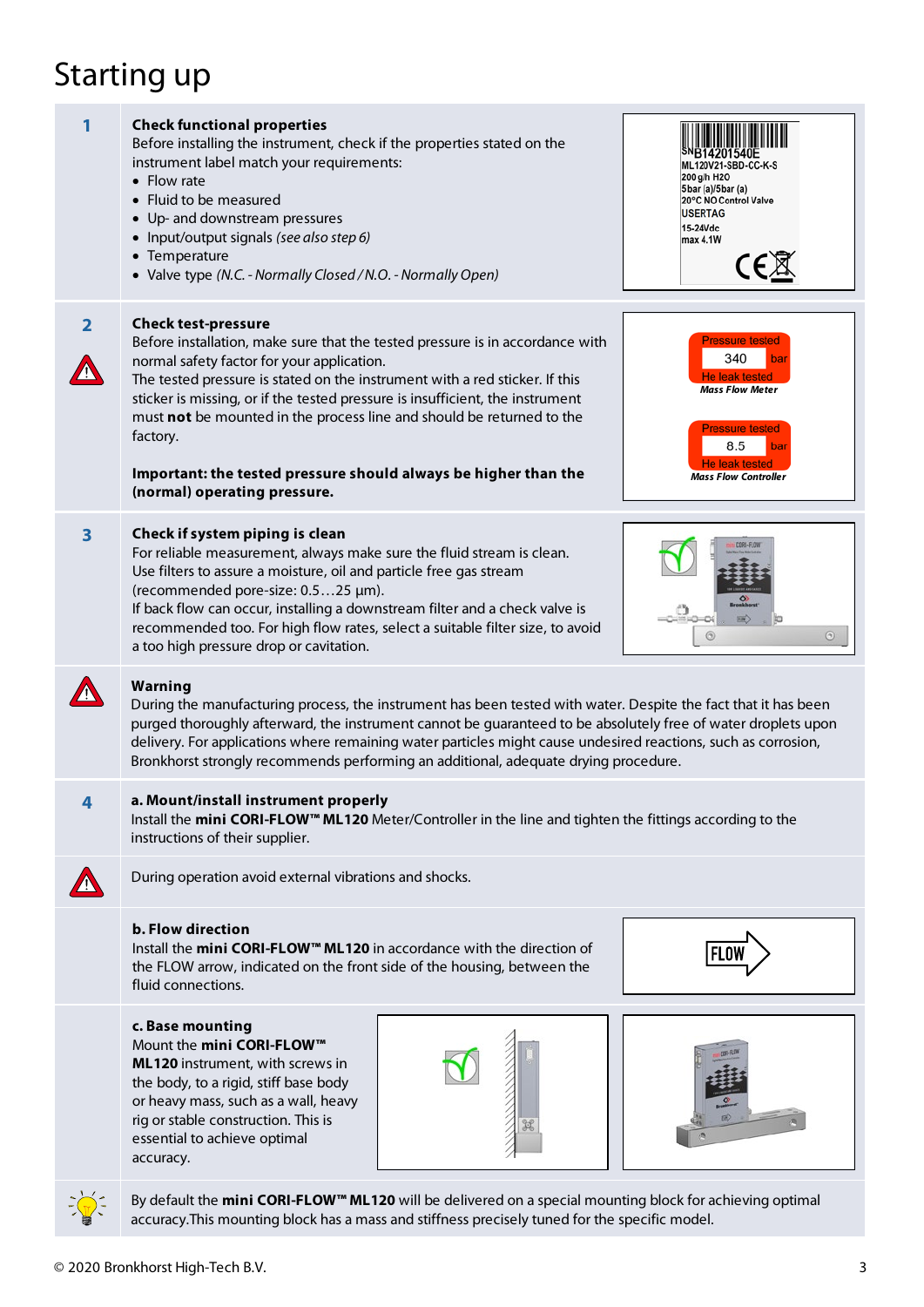# Starting up

**1** **Check functional properties**

Before installing the instrument, check if the properties stated on the instrument label match your requirements:

- Flow rate
- Fluid to be measured
- Up- and downstream pressures
- Input/output signals *(see also step 6)*
- Temperature
- Valve type *(N.C. - Normally Closed / N.O. - Normally Open)*

SN B14201540E
ML120V21-SBD-CC-K-S
200 g/h H2O
5bar (a)/5bar (a)
20°C NO Control Valve
USERTAG
15-24Vdc
max 4.1W

**2** **Check test-pressure**

Before installation, make sure that the tested pressure is in accordance with normal safety factor for your application.
The tested pressure is stated on the instrument with a red sticker. If this sticker is missing, or if the tested pressure is insufficient, the instrument must **not** be mounted in the process line and should be returned to the factory.

**Important: the tested pressure should always be higher than the (normal) operating pressure.**

Pressure tested 340 bar He leak tested *Mass Flow Meter*

Pressure tested 8.5 bar He leak tested *Mass Flow Controller*

**3** **Check if system piping is clean**

For reliable measurement, always make sure the fluid stream is clean.
Use filters to assure a moisture, oil and particle free gas stream (recommended pore-size: 0.5…25 µm).
If back flow can occur, installing a downstream filter and a check valve is recommended too. For high flow rates, select a suitable filter size, to avoid a too high pressure drop or cavitation.

**Warning**

During the manufacturing process, the instrument has been tested with water. Despite the fact that it has been purged thoroughly afterward, the instrument cannot be guaranteed to be absolutely free of water droplets upon delivery. For applications where remaining water particles might cause undesired reactions, such as corrosion, Bronkhorst strongly recommends performing an additional, adequate drying procedure.

**4** **a. Mount/install instrument properly**

Install the **mini CORI-FLOW™ ML120** Meter/Controller in the line and tighten the fittings according to the instructions of their supplier.

During operation avoid external vibrations and shocks.

**b. Flow direction**

Install the **mini CORI-FLOW™ ML120** in accordance with the direction of the FLOW arrow, indicated on the front side of the housing, between the fluid connections.

**c. Base mounting**

Mount the **mini CORI-FLOW™ ML120** instrument, with screws in the body, to a rigid, stiff base body or heavy mass, such as a wall, heavy rig or stable construction. This is essential to achieve optimal accuracy.

By default the **mini CORI-FLOW™ ML120** will be delivered on a special mounting block for achieving optimal accuracy.This mounting block has a mass and stiffness precisely tuned for the specific model.

© 2020 Bronkhorst High-Tech B.V.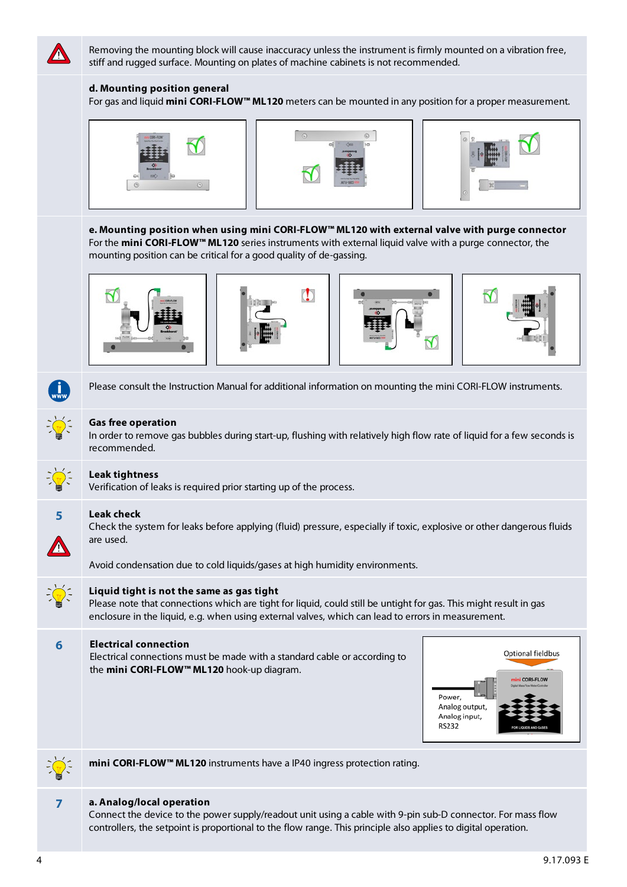Removing the mounting block will cause inaccuracy unless the instrument is firmly mounted on a vibration free, stiff and rugged surface. Mounting on plates of machine cabinets is not recommended.

**d. Mounting position general**

For gas and liquid **mini CORI-FLOW™ ML120** meters can be mounted in any position for a proper measurement.

**e. Mounting position when using mini CORI-FLOW™ ML120 with external valve with purge connector**

For the **mini CORI-FLOW™ ML120** series instruments with external liquid valve with a purge connector, the mounting position can be critical for a good quality of de-gassing.

Please consult the Instruction Manual for additional information on mounting the mini CORI-FLOW instruments.

**Gas free operation**

In order to remove gas bubbles during start-up, flushing with relatively high flow rate of liquid for a few seconds is recommended.

**Leak tightness**

Verification of leaks is required prior starting up of the process.

## 5

**Leak check**

Check the system for leaks before applying (fluid) pressure, especially if toxic, explosive or other dangerous fluids are used.

Avoid condensation due to cold liquids/gases at high humidity environments.

**Liquid tight is not the same as gas tight**

Please note that connections which are tight for liquid, could still be untight for gas. This might result in gas enclosure in the liquid, e.g. when using external valves, which can lead to errors in measurement.

## 6

**Electrical connection**

Electrical connections must be made with a standard cable or according to the **mini CORI-FLOW™ ML120** hook-up diagram.

Optional fieldbus

Power, Analog output, Analog input, RS232

**mini CORI-FLOW™ ML120** instruments have a IP40 ingress protection rating.

## 7

**a. Analog/local operation**

Connect the device to the power supply/readout unit using a cable with 9-pin sub-D connector. For mass flow controllers, the setpoint is proportional to the flow range. This principle also applies to digital operation.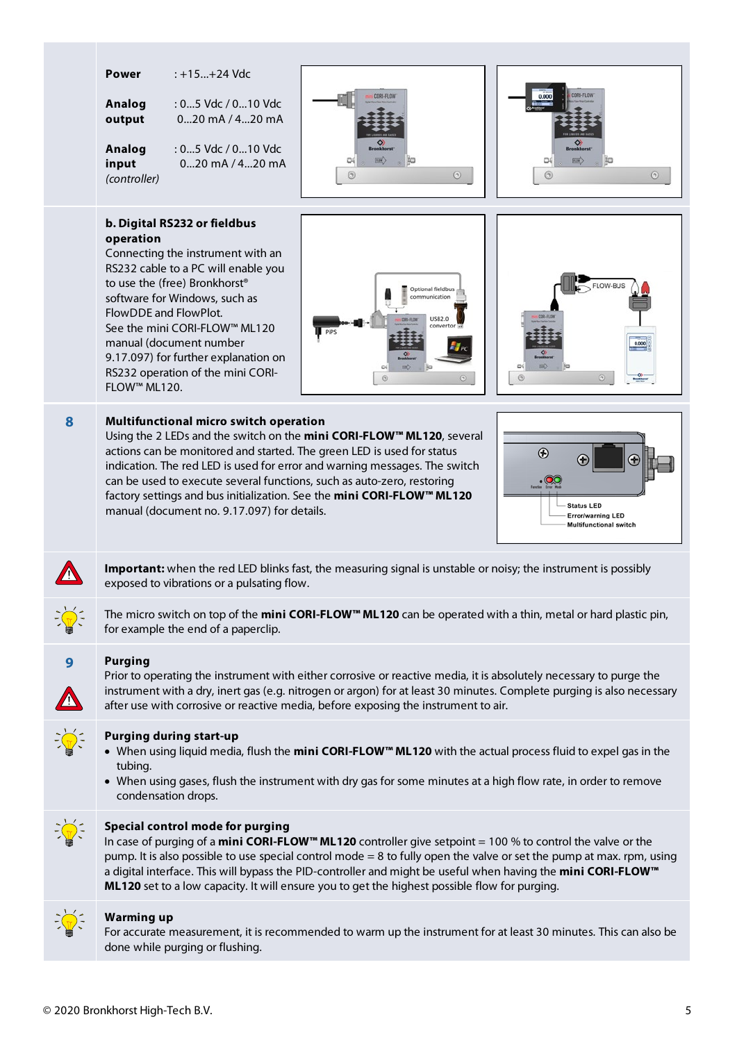**Power** : +15…+24 Vdc

**Analog output** : 0…5 Vdc / 0…10 Vdc
0…20 mA / 4…20 mA

**Analog input** *(controller)* : 0…5 Vdc / 0…10 Vdc
0…20 mA / 4…20 mA

**b. Digital RS232 or fieldbus operation**

Connecting the instrument with an RS232 cable to a PC will enable you to use the (free) Bronkhorst® software for Windows, such as FlowDDE and FlowPlot.
See the mini CORI-FLOW™ ML120 manual (document number 9.17.097) for further explanation on RS232 operation of the mini CORI-FLOW™ ML120.

## 8 Multifunctional micro switch operation

Using the 2 LEDs and the switch on the **mini CORI-FLOW™ ML120**, several actions can be monitored and started. The green LED is used for status indication. The red LED is used for error and warning messages. The switch can be used to execute several functions, such as auto-zero, restoring factory settings and bus initialization. See the **mini CORI-FLOW™ ML120** manual (document no. 9.17.097) for details.

**Important:** when the red LED blinks fast, the measuring signal is unstable or noisy; the instrument is possibly exposed to vibrations or a pulsating flow.

The micro switch on top of the **mini CORI-FLOW™ ML120** can be operated with a thin, metal or hard plastic pin, for example the end of a paperclip.

## 9 Purging

Prior to operating the instrument with either corrosive or reactive media, it is absolutely necessary to purge the instrument with a dry, inert gas (e.g. nitrogen or argon) for at least 30 minutes. Complete purging is also necessary after use with corrosive or reactive media, before exposing the instrument to air.

**Purging during start-up**

- When using liquid media, flush the **mini CORI-FLOW™ ML120** with the actual process fluid to expel gas in the tubing.
- When using gases, flush the instrument with dry gas for some minutes at a high flow rate, in order to remove condensation drops.

**Special control mode for purging**

In case of purging of a **mini CORI-FLOW™ ML120** controller give setpoint = 100 % to control the valve or the pump. It is also possible to use special control mode = 8 to fully open the valve or set the pump at max. rpm, using a digital interface. This will bypass the PID-controller and might be useful when having the **mini CORI-FLOW™ ML120** set to a low capacity. It will ensure you to get the highest possible flow for purging.

**Warming up**

For accurate measurement, it is recommended to warm up the instrument for at least 30 minutes. This can also be done while purging or flushing.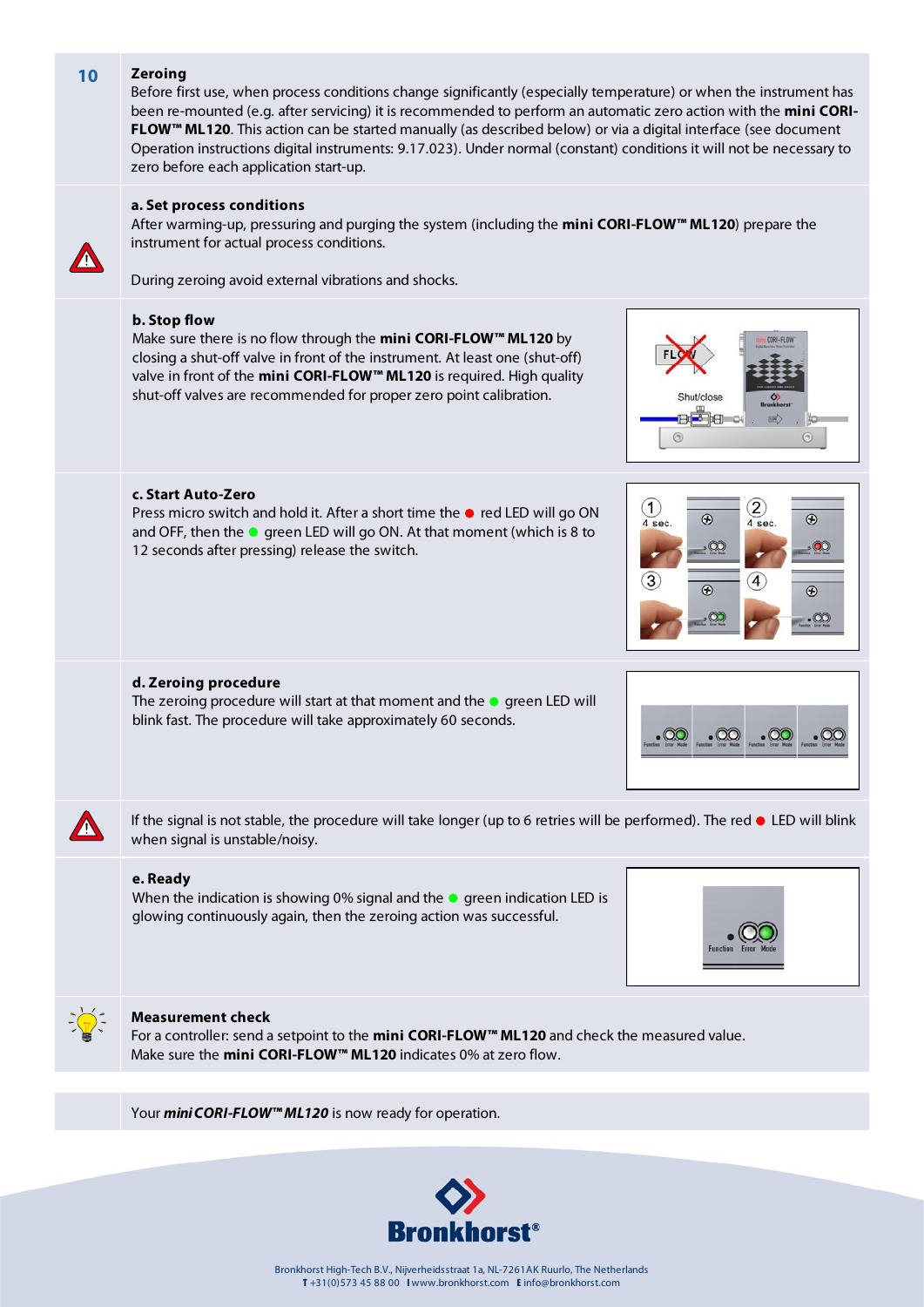## 10 Zeroing

Before first use, when process conditions change significantly (especially temperature) or when the instrument has been re-mounted (e.g. after servicing) it is recommended to perform an automatic zero action with the **mini CORI-FLOW™ ML120**. This action can be started manually (as described below) or via a digital interface (see document Operation instructions digital instruments: 9.17.023). Under normal (constant) conditions it will not be necessary to zero before each application start-up.

### a. Set process conditions

After warming-up, pressuring and purging the system (including the **mini CORI-FLOW™ ML120**) prepare the instrument for actual process conditions.

During zeroing avoid external vibrations and shocks.

### b. Stop flow

Make sure there is no flow through the **mini CORI-FLOW™ ML120** by closing a shut-off valve in front of the instrument. At least one (shut-off) valve in front of the **mini CORI-FLOW™ ML120** is required. High quality shut-off valves are recommended for proper zero point calibration.

### c. Start Auto-Zero

Press micro switch and hold it. After a short time the ● red LED will go ON and OFF, then the ● green LED will go ON. At that moment (which is 8 to 12 seconds after pressing) release the switch.

### d. Zeroing procedure

The zeroing procedure will start at that moment and the ● green LED will blink fast. The procedure will take approximately 60 seconds.

If the signal is not stable, the procedure will take longer (up to 6 retries will be performed). The red ● LED will blink when signal is unstable/noisy.

### e. Ready

When the indication is showing 0% signal and the ● green indication LED is glowing continuously again, then the zeroing action was successful.

### Measurement check

For a controller: send a setpoint to the **mini CORI-FLOW™ ML120** and check the measured value.
Make sure the **mini CORI-FLOW™ ML120** indicates 0% at zero flow.

Your ***mini CORI-FLOW™ ML120*** is now ready for operation.

Bronkhorst High-Tech B.V., Nijverheidsstraat 1a, NL-7261AK Ruurlo, The Netherlands
T +31(0)573 45 88 00 I www.bronkhorst.com E info@bronkhorst.com